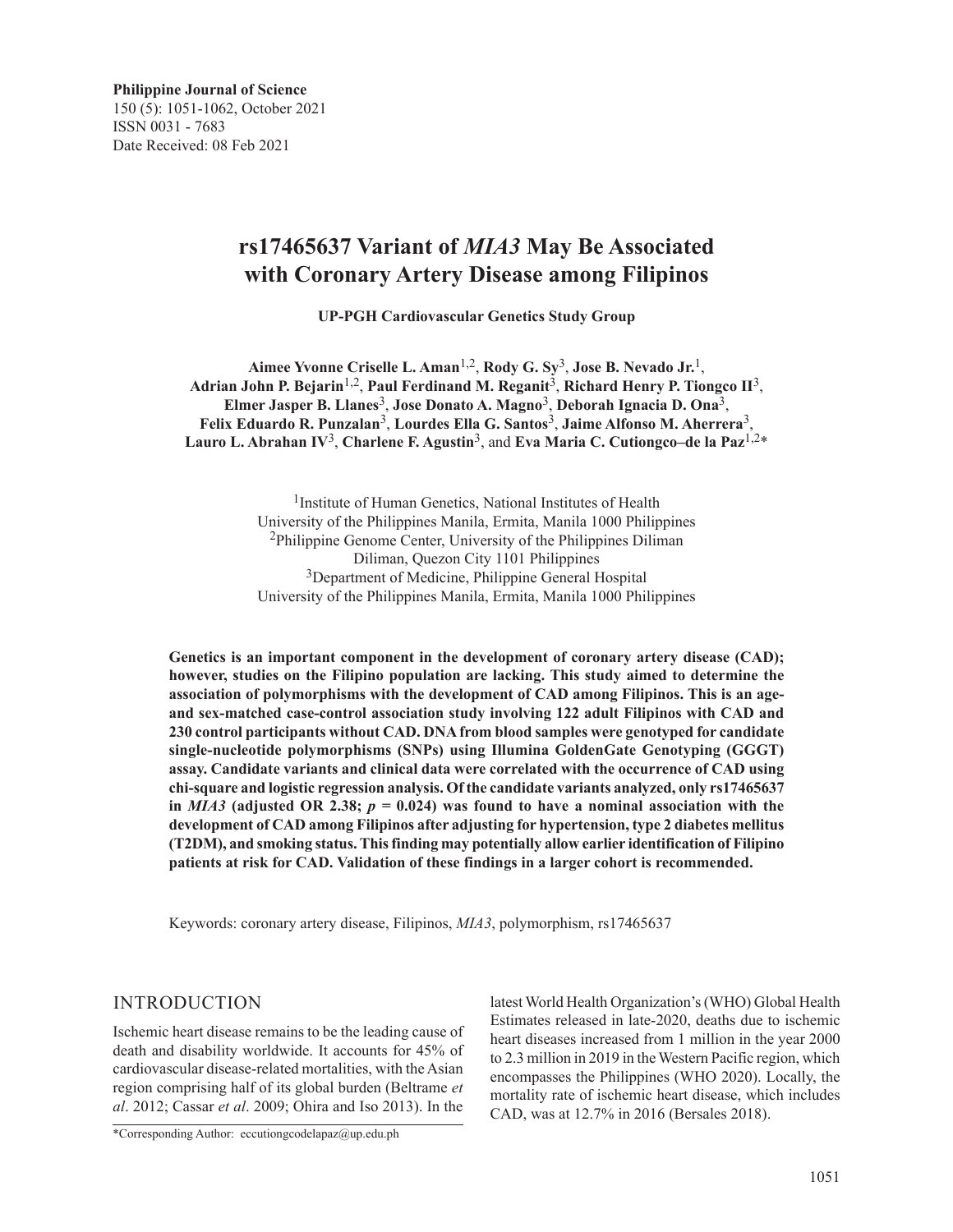Philippine Journal of Science
150 (5): 1051-1062, October 2021
ISSN 0031 - 7683
Date Received: 08 Feb 2021

# rs17465637 Variant of *MIA3* May Be Associated with Coronary Artery Disease among Filipinos

**UP-PGH Cardiovascular Genetics Study Group**

**Aimee Yvonne Criselle L. Aman**[1,2], **Rody G. Sy**[3], **Jose B. Nevado Jr.**[1], **Adrian John P. Bejarin**[1,2], **Paul Ferdinand M. Reganit**[3], **Richard Henry P. Tiongco II**[3], **Elmer Jasper B. Llanes**[3], **Jose Donato A. Magno**[3], **Deborah Ignacia D. Ona**[3], **Felix Eduardo R. Punzalan**[3], **Lourdes Ella G. Santos**[3], **Jaime Alfonso M. Aherrera**[3], **Lauro L. Abrahan IV**[3], **Charlene F. Agustin**[3], and **Eva Maria C. Cutiongco–de la Paz**[1,2]*

[1]Institute of Human Genetics, National Institutes of Health
University of the Philippines Manila, Ermita, Manila 1000 Philippines
[2]Philippine Genome Center, University of the Philippines Diliman
Diliman, Quezon City 1101 Philippines
[3]Department of Medicine, Philippine General Hospital
University of the Philippines Manila, Ermita, Manila 1000 Philippines

**Genetics is an important component in the development of coronary artery disease (CAD); however, studies on the Filipino population are lacking. This study aimed to determine the association of polymorphisms with the development of CAD among Filipinos. This is an age- and sex-matched case-control association study involving 122 adult Filipinos with CAD and 230 control participants without CAD. DNA from blood samples were genotyped for candidate single-nucleotide polymorphisms (SNPs) using Illumina GoldenGate Genotyping (GGGT) assay. Candidate variants and clinical data were correlated with the occurrence of CAD using chi-square and logistic regression analysis. Of the candidate variants analyzed, only rs17465637 in *MIA3* (adjusted OR 2.38; $p$ = 0.024) was found to have a nominal association with the development of CAD among Filipinos after adjusting for hypertension, type 2 diabetes mellitus (T2DM), and smoking status. This finding may potentially allow earlier identification of Filipino patients at risk for CAD. Validation of these findings in a larger cohort is recommended.**

Keywords: coronary artery disease, Filipinos, *MIA3*, polymorphism, rs17465637

## INTRODUCTION

Ischemic heart disease remains to be the leading cause of death and disability worldwide. It accounts for 45% of cardiovascular disease-related mortalities, with the Asian region comprising half of its global burden (Beltrame *et al*. 2012; Cassar *et al*. 2009; Ohira and Iso 2013). In the latest World Health Organization's (WHO) Global Health Estimates released in late-2020, deaths due to ischemic heart diseases increased from 1 million in the year 2000 to 2.3 million in 2019 in the Western Pacific region, which encompasses the Philippines (WHO 2020). Locally, the mortality rate of ischemic heart disease, which includes CAD, was at 12.7% in 2016 (Bersales 2018).

*Corresponding Author: eccutiongcodelapaz@up.edu.ph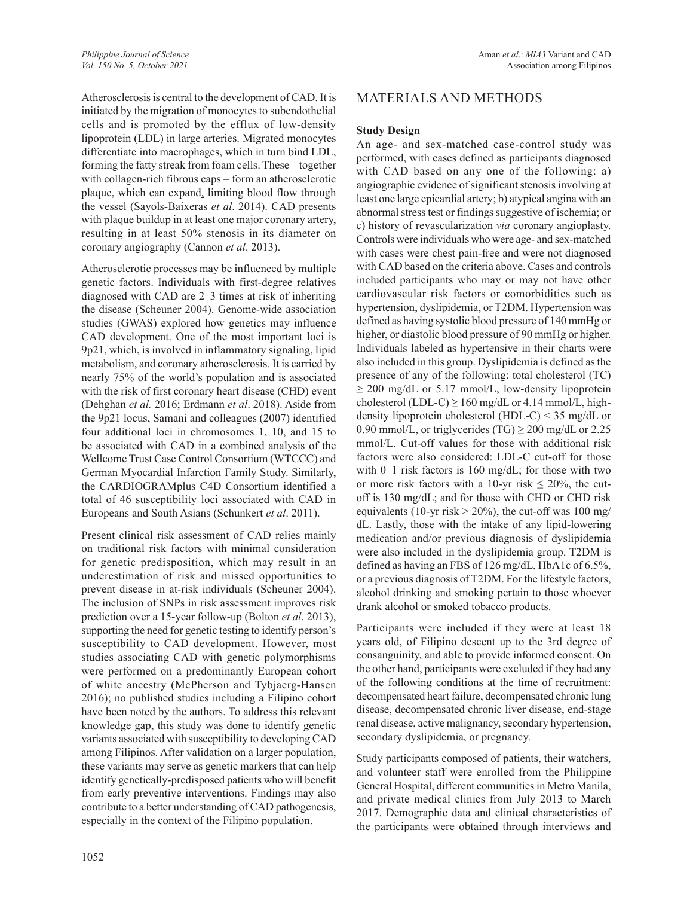Atherosclerosis is central to the development of CAD. It is initiated by the migration of monocytes to subendothelial cells and is promoted by the efflux of low-density lipoprotein (LDL) in large arteries. Migrated monocytes differentiate into macrophages, which in turn bind LDL, forming the fatty streak from foam cells. These – together with collagen-rich fibrous caps – form an atherosclerotic plaque, which can expand, limiting blood flow through the vessel (Sayols-Baixeras *et al*. 2014). CAD presents with plaque buildup in at least one major coronary artery, resulting in at least 50% stenosis in its diameter on coronary angiography (Cannon *et al*. 2013).

Atherosclerotic processes may be influenced by multiple genetic factors. Individuals with first-degree relatives diagnosed with CAD are 2–3 times at risk of inheriting the disease (Scheuner 2004). Genome-wide association studies (GWAS) explored how genetics may influence CAD development. One of the most important loci is 9p21, which, is involved in inflammatory signaling, lipid metabolism, and coronary atherosclerosis. It is carried by nearly 75% of the world's population and is associated with the risk of first coronary heart disease (CHD) event (Dehghan *et al.* 2016; Erdmann *et al*. 2018). Aside from the 9p21 locus, Samani and colleagues (2007) identified four additional loci in chromosomes 1, 10, and 15 to be associated with CAD in a combined analysis of the Wellcome Trust Case Control Consortium (WTCCC) and German Myocardial Infarction Family Study. Similarly, the CARDIOGRAMplus C4D Consortium identified a total of 46 susceptibility loci associated with CAD in Europeans and South Asians (Schunkert *et al*. 2011).

Present clinical risk assessment of CAD relies mainly on traditional risk factors with minimal consideration for genetic predisposition, which may result in an underestimation of risk and missed opportunities to prevent disease in at-risk individuals (Scheuner 2004). The inclusion of SNPs in risk assessment improves risk prediction over a 15-year follow-up (Bolton *et al*. 2013), supporting the need for genetic testing to identify person's susceptibility to CAD development. However, most studies associating CAD with genetic polymorphisms were performed on a predominantly European cohort of white ancestry (McPherson and Tybjaerg-Hansen 2016); no published studies including a Filipino cohort have been noted by the authors. To address this relevant knowledge gap, this study was done to identify genetic variants associated with susceptibility to developing CAD among Filipinos. After validation on a larger population, these variants may serve as genetic markers that can help identify genetically-predisposed patients who will benefit from early preventive interventions. Findings may also contribute to a better understanding of CAD pathogenesis, especially in the context of the Filipino population.

## MATERIALS AND METHODS

### Study Design

An age- and sex-matched case-control study was performed, with cases defined as participants diagnosed with CAD based on any one of the following: a) angiographic evidence of significant stenosis involving at least one large epicardial artery; b) atypical angina with an abnormal stress test or findings suggestive of ischemia; or c) history of revascularization *via* coronary angioplasty. Controls were individuals who were age- and sex-matched with cases were chest pain-free and were not diagnosed with CAD based on the criteria above. Cases and controls included participants who may or may not have other cardiovascular risk factors or comorbidities such as hypertension, dyslipidemia, or T2DM. Hypertension was defined as having systolic blood pressure of 140 mmHg or higher, or diastolic blood pressure of 90 mmHg or higher. Individuals labeled as hypertensive in their charts were also included in this group. Dyslipidemia is defined as the presence of any of the following: total cholesterol (TC) $\geq$ 200 mg/dL or 5.17 mmol/L, low-density lipoprotein cholesterol (LDL-C) $\geq$ 160 mg/dL or 4.14 mmol/L, high-density lipoprotein cholesterol (HDL-C) < 35 mg/dL or 0.90 mmol/L, or triglycerides (TG) $\geq$ 200 mg/dL or 2.25 mmol/L. Cut-off values for those with additional risk factors were also considered: LDL-C cut-off for those with 0–1 risk factors is 160 mg/dL; for those with two or more risk factors with a 10-yr risk $\leq$ 20%, the cut-off is 130 mg/dL; and for those with CHD or CHD risk equivalents (10-yr risk > 20%), the cut-off was 100 mg/dL. Lastly, those with the intake of any lipid-lowering medication and/or previous diagnosis of dyslipidemia were also included in the dyslipidemia group. T2DM is defined as having an FBS of 126 mg/dL, HbA1c of 6.5%, or a previous diagnosis of T2DM. For the lifestyle factors, alcohol drinking and smoking pertain to those whoever drank alcohol or smoked tobacco products.

Participants were included if they were at least 18 years old, of Filipino descent up to the 3rd degree of consanguinity, and able to provide informed consent. On the other hand, participants were excluded if they had any of the following conditions at the time of recruitment: decompensated heart failure, decompensated chronic lung disease, decompensated chronic liver disease, end-stage renal disease, active malignancy, secondary hypertension, secondary dyslipidemia, or pregnancy.

Study participants composed of patients, their watchers, and volunteer staff were enrolled from the Philippine General Hospital, different communities in Metro Manila, and private medical clinics from July 2013 to March 2017. Demographic data and clinical characteristics of the participants were obtained through interviews and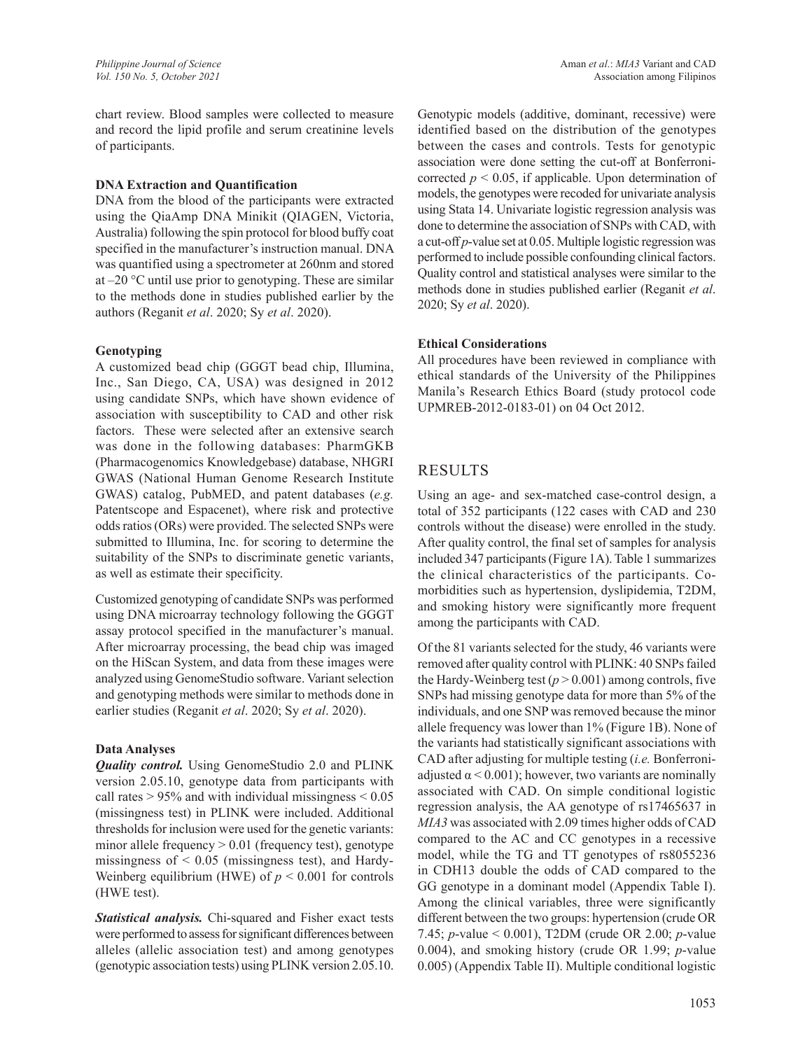chart review. Blood samples were collected to measure and record the lipid profile and serum creatinine levels of participants.

**DNA Extraction and Quantification**

DNA from the blood of the participants were extracted using the QiaAmp DNA Minikit (QIAGEN, Victoria, Australia) following the spin protocol for blood buffy coat specified in the manufacturer's instruction manual. DNA was quantified using a spectrometer at 260nm and stored at –20 °C until use prior to genotyping. These are similar to the methods done in studies published earlier by the authors (Reganit *et al*. 2020; Sy *et al*. 2020).

**Genotyping**

A customized bead chip (GGGT bead chip, Illumina, Inc., San Diego, CA, USA) was designed in 2012 using candidate SNPs, which have shown evidence of association with susceptibility to CAD and other risk factors. These were selected after an extensive search was done in the following databases: PharmGKB (Pharmacogenomics Knowledgebase) database, NHGRI GWAS (National Human Genome Research Institute GWAS) catalog, PubMED, and patent databases (*e.g.* Patentscope and Espacenet), where risk and protective odds ratios (ORs) were provided. The selected SNPs were submitted to Illumina, Inc. for scoring to determine the suitability of the SNPs to discriminate genetic variants, as well as estimate their specificity.

Customized genotyping of candidate SNPs was performed using DNA microarray technology following the GGGT assay protocol specified in the manufacturer's manual. After microarray processing, the bead chip was imaged on the HiScan System, and data from these images were analyzed using GenomeStudio software. Variant selection and genotyping methods were similar to methods done in earlier studies (Reganit *et al*. 2020; Sy *et al*. 2020).

**Data Analyses**

***Quality control.*** Using GenomeStudio 2.0 and PLINK version 2.05.10, genotype data from participants with call rates > 95% and with individual missingness < 0.05 (missingness test) in PLINK were included. Additional thresholds for inclusion were used for the genetic variants: minor allele frequency > 0.01 (frequency test), genotype missingness of < 0.05 (missingness test), and Hardy-Weinberg equilibrium (HWE) of $p < 0.001$ for controls (HWE test).

***Statistical analysis.*** Chi-squared and Fisher exact tests were performed to assess for significant differences between alleles (allelic association test) and among genotypes (genotypic association tests) using PLINK version 2.05.10. Genotypic models (additive, dominant, recessive) were identified based on the distribution of the genotypes between the cases and controls. Tests for genotypic association were done setting the cut-off at Bonferroni-corrected $p < 0.05$, if applicable. Upon determination of models, the genotypes were recoded for univariate analysis using Stata 14. Univariate logistic regression analysis was done to determine the association of SNPs with CAD, with a cut-off *p*-value set at 0.05. Multiple logistic regression was performed to include possible confounding clinical factors. Quality control and statistical analyses were similar to the methods done in studies published earlier (Reganit *et al*. 2020; Sy *et al*. 2020).

**Ethical Considerations**

All procedures have been reviewed in compliance with ethical standards of the University of the Philippines Manila's Research Ethics Board (study protocol code UPMREB-2012-0183-01) on 04 Oct 2012.

## RESULTS

Using an age- and sex-matched case-control design, a total of 352 participants (122 cases with CAD and 230 controls without the disease) were enrolled in the study. After quality control, the final set of samples for analysis included 347 participants (Figure 1A). Table 1 summarizes the clinical characteristics of the participants. Co-morbidities such as hypertension, dyslipidemia, T2DM, and smoking history were significantly more frequent among the participants with CAD.

Of the 81 variants selected for the study, 46 variants were removed after quality control with PLINK: 40 SNPs failed the Hardy-Weinberg test ($p > 0.001$) among controls, five SNPs had missing genotype data for more than 5% of the individuals, and one SNP was removed because the minor allele frequency was lower than 1% (Figure 1B). None of the variants had statistically significant associations with CAD after adjusting for multiple testing (*i.e.* Bonferroni-adjusted $\alpha < 0.001$); however, two variants are nominally associated with CAD. On simple conditional logistic regression analysis, the AA genotype of rs17465637 in *MIA3* was associated with 2.09 times higher odds of CAD compared to the AC and CC genotypes in a recessive model, while the TG and TT genotypes of rs8055236 in CDH13 double the odds of CAD compared to the GG genotype in a dominant model (Appendix Table I). Among the clinical variables, three were significantly different between the two groups: hypertension (crude OR 7.45; *p*-value < 0.001), T2DM (crude OR 2.00; *p*-value 0.004), and smoking history (crude OR 1.99; *p*-value 0.005) (Appendix Table II). Multiple conditional logistic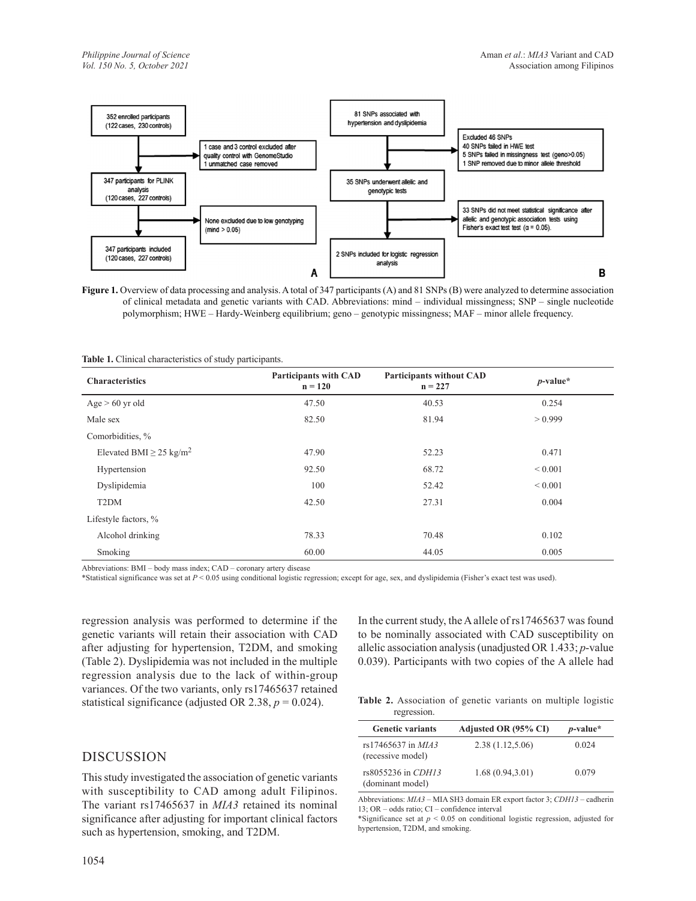352 enrolled participants
(122 cases, 230 controls)

1 case and 3 control excluded after
quality control with GenomeStudio
1 unmatched case removed

347 participants for PLINK
analysis
(120 cases, 227 controls)

None excluded due to low genotyping
(mind > 0.05)

347 participants included
(120 cases, 227 controls)

A

81 SNPs associated with
hypertension and dyslipidemia

Excluded 46 SNPs
40 SNPs failed in HWE test
5 SNPs failed in missingness test (geno>0.05)
1 SNP removed due to minor allele threshold

35 SNPs underwent allelic and
genotypic tests

33 SNPs did not meet statistical significance after
allelic and genotypic association tests using
Fisher's exact test test (α = 0.05).

2 SNPs included for logistic regression
analysis

B

**Figure 1.** Overview of data processing and analysis. A total of 347 participants (A) and 81 SNPs (B) were analyzed to determine association of clinical metadata and genetic variants with CAD. Abbreviations: mind – individual missingness; SNP – single nucleotide polymorphism; HWE – Hardy-Weinberg equilibrium; geno – genotypic missingness; MAF – minor allele frequency.

**Table 1.** Clinical characteristics of study participants.

| Characteristics | Participants with CAD n = 120 | Participants without CAD n = 227 | *p*-value* |
|---|---|---|---|
| Age > 60 yr old | 47.50 | 40.53 | 0.254 |
| Male sex | 82.50 | 81.94 | > 0.999 |
| Comorbidities, % | | | |
| Elevated BMI ≥ 25 kg/m$^2$ | 47.90 | 52.23 | 0.471 |
| Hypertension | 92.50 | 68.72 | < 0.001 |
| Dyslipidemia | 100 | 52.42 | < 0.001 |
| T2DM | 42.50 | 27.31 | 0.004 |
| Lifestyle factors, % | | | |
| Alcohol drinking | 78.33 | 70.48 | 0.102 |
| Smoking | 60.00 | 44.05 | 0.005 |

Abbreviations: BMI – body mass index; CAD – coronary artery disease
*Statistical significance was set at $P < 0.05$ using conditional logistic regression; except for age, sex, and dyslipidemia (Fisher's exact test was used).

regression analysis was performed to determine if the genetic variants will retain their association with CAD after adjusting for hypertension, T2DM, and smoking (Table 2). Dyslipidemia was not included in the multiple regression analysis due to the lack of within-group variances. Of the two variants, only rs17465637 retained statistical significance (adjusted OR 2.38, $p = 0.024$).

## DISCUSSION

This study investigated the association of genetic variants with susceptibility to CAD among adult Filipinos. The variant rs17465637 in *MIA3* retained its nominal significance after adjusting for important clinical factors such as hypertension, smoking, and T2DM.

In the current study, the A allele of rs17465637 was found to be nominally associated with CAD susceptibility on allelic association analysis (unadjusted OR 1.433; *p*-value 0.039). Participants with two copies of the A allele had

**Table 2.** Association of genetic variants on multiple logistic regression.

| Genetic variants | Adjusted OR (95% CI) | *p*-value* |
|---|---|---|
| rs17465637 in *MIA3* (recessive model) | 2.38 (1.12,5.06) | 0.024 |
| rs8055236 in *CDH13* (dominant model) | 1.68 (0.94,3.01) | 0.079 |

Abbreviations: *MIA3* – MIA SH3 domain ER export factor 3; *CDH13* – cadherin 13; OR – odds ratio; CI – confidence interval
*Significance set at $p < 0.05$ on conditional logistic regression, adjusted for hypertension, T2DM, and smoking.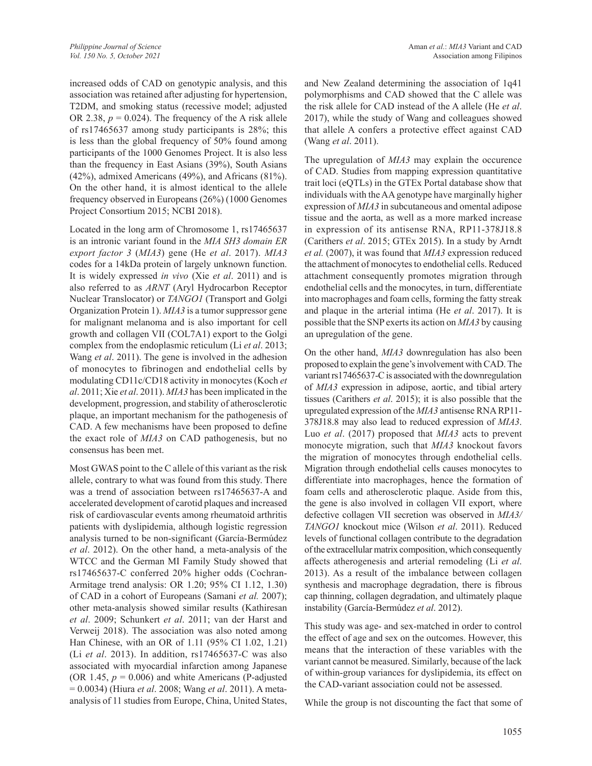increased odds of CAD on genotypic analysis, and this association was retained after adjusting for hypertension, T2DM, and smoking status (recessive model; adjusted OR 2.38, $p = 0.024$). The frequency of the A risk allele of rs17465637 among study participants is 28%; this is less than the global frequency of 50% found among participants of the 1000 Genomes Project. It is also less than the frequency in East Asians (39%), South Asians (42%), admixed Americans (49%), and Africans (81%). On the other hand, it is almost identical to the allele frequency observed in Europeans (26%) (1000 Genomes Project Consortium 2015; NCBI 2018).

Located in the long arm of Chromosome 1, rs17465637 is an intronic variant found in the *MIA SH3 domain ER export factor 3* (*MIA3*) gene (He *et al*. 2017). *MIA3* codes for a 14kDa protein of largely unknown function. It is widely expressed *in vivo* (Xie *et al*. 2011) and is also referred to as *ARNT* (Aryl Hydrocarbon Receptor Nuclear Translocator) or *TANGO1* (Transport and Golgi Organization Protein 1). *MIA3* is a tumor suppressor gene for malignant melanoma and is also important for cell growth and collagen VII (COL7A1) export to the Golgi complex from the endoplasmic reticulum (Li *et al*. 2013; Wang *et al*. 2011). The gene is involved in the adhesion of monocytes to fibrinogen and endothelial cells by modulating CD11c/CD18 activity in monocytes (Koch *et al*. 2011; Xie *et al*. 2011). *MIA3* has been implicated in the development, progression, and stability of atherosclerotic plaque, an important mechanism for the pathogenesis of CAD. A few mechanisms have been proposed to define the exact role of *MIA3* on CAD pathogenesis, but no consensus has been met.

Most GWAS point to the C allele of this variant as the risk allele, contrary to what was found from this study. There was a trend of association between rs17465637-A and accelerated development of carotid plaques and increased risk of cardiovascular events among rheumatoid arthritis patients with dyslipidemia, although logistic regression analysis turned to be non-significant (García-Bermúdez *et al*. 2012). On the other hand, a meta-analysis of the WTCC and the German MI Family Study showed that rs17465637-C conferred 20% higher odds (Cochran-Armitage trend analysis: OR 1.20; 95% CI 1.12, 1.30) of CAD in a cohort of Europeans (Samani *et al.* 2007); other meta-analysis showed similar results (Kathiresan *et al*. 2009; Schunkert *et al*. 2011; van der Harst and Verweij 2018). The association was also noted among Han Chinese, with an OR of 1.11 (95% CI 1.02, 1.21) (Li *et al*. 2013). In addition, rs17465637-C was also associated with myocardial infarction among Japanese (OR 1.45, $p = 0.006$) and white Americans (P-adjusted = 0.0034) (Hiura *et al*. 2008; Wang *et al*. 2011). A meta-analysis of 11 studies from Europe, China, United States, and New Zealand determining the association of 1q41 polymorphisms and CAD showed that the C allele was the risk allele for CAD instead of the A allele (He *et al*. 2017), while the study of Wang and colleagues showed that allele A confers a protective effect against CAD (Wang *et al*. 2011).

The upregulation of *MIA3* may explain the occurence of CAD. Studies from mapping expression quantitative trait loci (eQTLs) in the GTEx Portal database show that individuals with the AA genotype have marginally higher expression of *MIA3* in subcutaneous and omental adipose tissue and the aorta, as well as a more marked increase in expression of its antisense RNA, RP11-378J18.8 (Carithers *et al*. 2015; GTEx 2015). In a study by Arndt *et al.* (2007), it was found that *MIA3* expression reduced the attachment of monocytes to endothelial cells. Reduced attachment consequently promotes migration through endothelial cells and the monocytes, in turn, differentiate into macrophages and foam cells, forming the fatty streak and plaque in the arterial intima (He *et al*. 2017). It is possible that the SNP exerts its action on *MIA3* by causing an upregulation of the gene.

On the other hand, *MIA3* downregulation has also been proposed to explain the gene's involvement with CAD. The variant rs17465637-C is associated with the downregulation of *MIA3* expression in adipose, aortic, and tibial artery tissues (Carithers *et al*. 2015); it is also possible that the upregulated expression of the *MIA3* antisense RNA RP11-378J18.8 may also lead to reduced expression of *MIA3*. Luo *et al*. (2017) proposed that *MIA3* acts to prevent monocyte migration, such that *MIA3* knockout favors the migration of monocytes through endothelial cells. Migration through endothelial cells causes monocytes to differentiate into macrophages, hence the formation of foam cells and atherosclerotic plaque. Aside from this, the gene is also involved in collagen VII export, where defective collagen VII secretion was observed in *MIA3/TANGO1* knockout mice (Wilson *et al*. 2011). Reduced levels of functional collagen contribute to the degradation of the extracellular matrix composition, which consequently affects atherogenesis and arterial remodeling (Li *et al*. 2013). As a result of the imbalance between collagen synthesis and macrophage degradation, there is fibrous cap thinning, collagen degradation, and ultimately plaque instability (García-Bermúdez *et al*. 2012).

This study was age- and sex-matched in order to control the effect of age and sex on the outcomes. However, this means that the interaction of these variables with the variant cannot be measured. Similarly, because of the lack of within-group variances for dyslipidemia, its effect on the CAD-variant association could not be assessed.

While the group is not discounting the fact that some of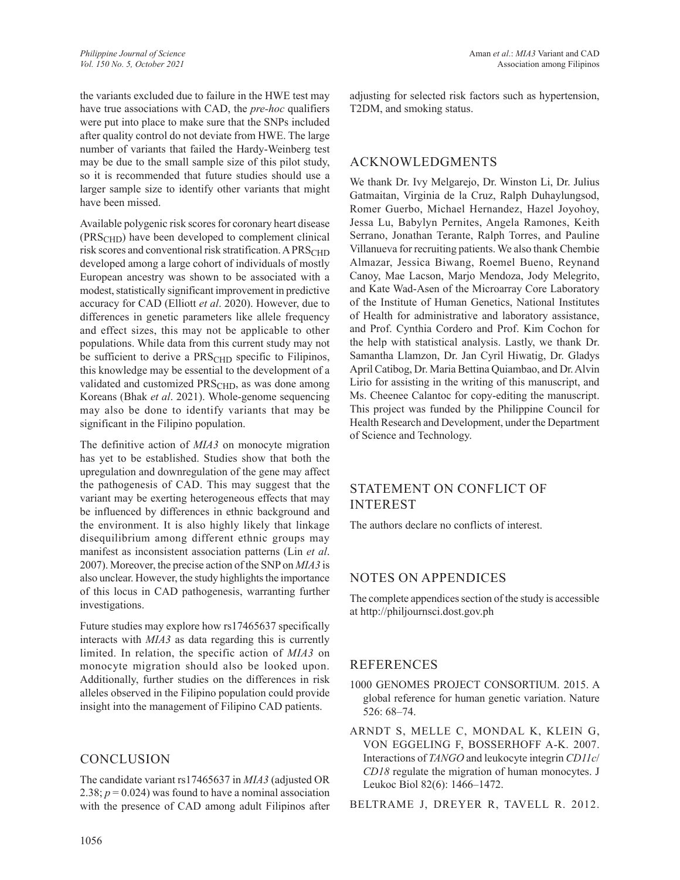the variants excluded due to failure in the HWE test may have true associations with CAD, the *pre-hoc* qualifiers were put into place to make sure that the SNPs included after quality control do not deviate from HWE. The large number of variants that failed the Hardy-Weinberg test may be due to the small sample size of this pilot study, so it is recommended that future studies should use a larger sample size to identify other variants that might have been missed.

Available polygenic risk scores for coronary heart disease ($PRS_{CHD}$) have been developed to complement clinical risk scores and conventional risk stratification. A $PRS_{CHD}$ developed among a large cohort of individuals of mostly European ancestry was shown to be associated with a modest, statistically significant improvement in predictive accuracy for CAD (Elliott *et al*. 2020). However, due to differences in genetic parameters like allele frequency and effect sizes, this may not be applicable to other populations. While data from this current study may not be sufficient to derive a $PRS_{CHD}$ specific to Filipinos, this knowledge may be essential to the development of a validated and customized $PRS_{CHD}$, as was done among Koreans (Bhak *et al*. 2021). Whole-genome sequencing may also be done to identify variants that may be significant in the Filipino population.

The definitive action of *MIA3* on monocyte migration has yet to be established. Studies show that both the upregulation and downregulation of the gene may affect the pathogenesis of CAD. This may suggest that the variant may be exerting heterogeneous effects that may be influenced by differences in ethnic background and the environment. It is also highly likely that linkage disequilibrium among different ethnic groups may manifest as inconsistent association patterns (Lin *et al*. 2007). Moreover, the precise action of the SNP on *MIA3* is also unclear. However, the study highlights the importance of this locus in CAD pathogenesis, warranting further investigations.

Future studies may explore how rs17465637 specifically interacts with *MIA3* as data regarding this is currently limited. In relation, the specific action of *MIA3* on monocyte migration should also be looked upon. Additionally, further studies on the differences in risk alleles observed in the Filipino population could provide insight into the management of Filipino CAD patients.

## CONCLUSION

The candidate variant rs17465637 in *MIA3* (adjusted OR 2.38; $p = 0.024$) was found to have a nominal association with the presence of CAD among adult Filipinos after adjusting for selected risk factors such as hypertension, T2DM, and smoking status.

## ACKNOWLEDGMENTS

We thank Dr. Ivy Melgarejo, Dr. Winston Li, Dr. Julius Gatmaitan, Virginia de la Cruz, Ralph Duhaylungsod, Romer Guerbo, Michael Hernandez, Hazel Joyohoy, Jessa Lu, Babylyn Pernites, Angela Ramones, Keith Serrano, Jonathan Terante, Ralph Torres, and Pauline Villanueva for recruiting patients. We also thank Chembie Almazar, Jessica Biwang, Roemel Bueno, Reynand Canoy, Mae Lacson, Marjo Mendoza, Jody Melegrito, and Kate Wad-Asen of the Microarray Core Laboratory of the Institute of Human Genetics, National Institutes of Health for administrative and laboratory assistance, and Prof. Cynthia Cordero and Prof. Kim Cochon for the help with statistical analysis. Lastly, we thank Dr. Samantha Llamzon, Dr. Jan Cyril Hiwatig, Dr. Gladys April Catibog, Dr. Maria Bettina Quiambao, and Dr. Alvin Lirio for assisting in the writing of this manuscript, and Ms. Cheenee Calantoc for copy-editing the manuscript. This project was funded by the Philippine Council for Health Research and Development, under the Department of Science and Technology.

## STATEMENT ON CONFLICT OF INTEREST

The authors declare no conflicts of interest.

## NOTES ON APPENDICES

The complete appendices section of the study is accessible at http://philjournsci.dost.gov.ph

## REFERENCES

1000 GENOMES PROJECT CONSORTIUM. 2015. A global reference for human genetic variation. Nature 526: 68–74.

ARNDT S, MELLE C, MONDAL K, KLEIN G, VON EGGELING F, BOSSERHOFF A-K. 2007. Interactions of *TANGO* and leukocyte integrin *CD11c/CD18* regulate the migration of human monocytes. J Leukoc Biol 82(6): 1466–1472.

BELTRAME J, DREYER R, TAVELL R. 2012.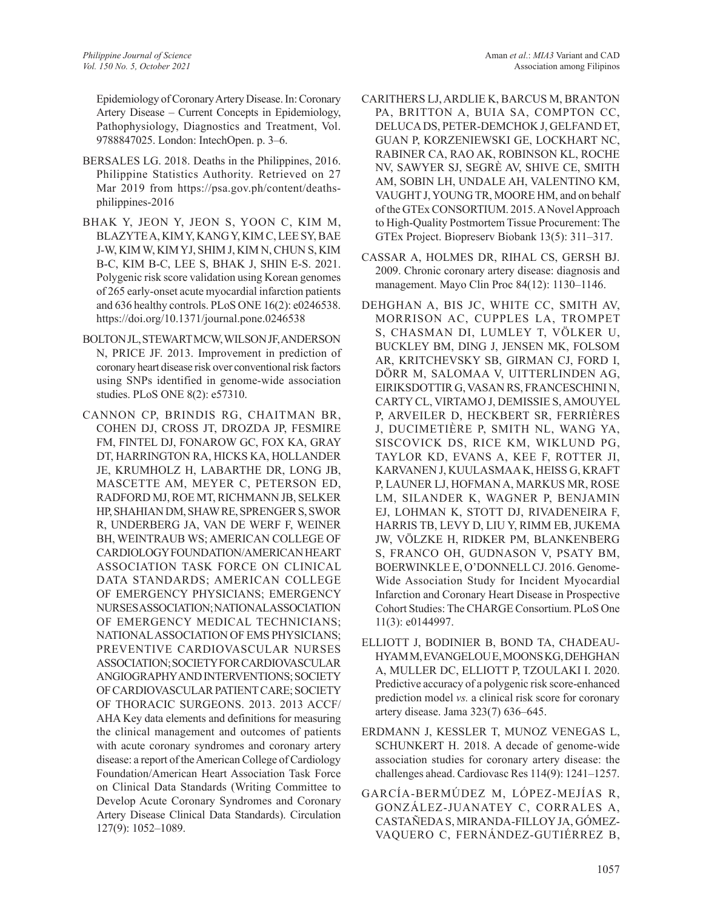Epidemiology of Coronary Artery Disease. In: Coronary Artery Disease – Current Concepts in Epidemiology, Pathophysiology, Diagnostics and Treatment, Vol. 9788847025. London: IntechOpen. p. 3–6.

BERSALES LG. 2018. Deaths in the Philippines, 2016. Philippine Statistics Authority. Retrieved on 27 Mar 2019 from https://psa.gov.ph/content/deaths-philippines-2016

BHAK Y, JEON Y, JEON S, YOON C, KIM M, BLAZYTE A, KIM Y, KANG Y, KIM C, LEE SY, BAE J-W, KIM W, KIM YJ, SHIM J, KIM N, CHUN S, KIM B-C, KIM B-C, LEE S, BHAK J, SHIN E-S. 2021. Polygenic risk score validation using Korean genomes of 265 early-onset acute myocardial infarction patients and 636 healthy controls. PLoS ONE 16(2): e0246538. https://doi.org/10.1371/journal.pone.0246538

BOLTON JL, STEWART MCW, WILSON JF, ANDERSON N, PRICE JF. 2013. Improvement in prediction of coronary heart disease risk over conventional risk factors using SNPs identified in genome-wide association studies. PLoS ONE 8(2): e57310.

CANNON CP, BRINDIS RG, CHAITMAN BR, COHEN DJ, CROSS JT, DROZDA JP, FESMIRE FM, FINTEL DJ, FONAROW GC, FOX KA, GRAY DT, HARRINGTON RA, HICKS KA, HOLLANDER JE, KRUMHOLZ H, LABARTHE DR, LONG JB, MASCETTE AM, MEYER C, PETERSON ED, RADFORD MJ, ROE MT, RICHMANN JB, SELKER HP, SHAHIAN DM, SHAW RE, SPRENGER S, SWOR R, UNDERBERG JA, VAN DE WERF F, WEINER BH, WEINTRAUB WS; AMERICAN COLLEGE OF CARDIOLOGY FOUNDATION/AMERICAN HEART ASSOCIATION TASK FORCE ON CLINICAL DATA STANDARDS; AMERICAN COLLEGE OF EMERGENCY PHYSICIANS; EMERGENCY NURSES ASSOCIATION; NATIONAL ASSOCIATION OF EMERGENCY MEDICAL TECHNICIANS; NATIONAL ASSOCIATION OF EMS PHYSICIANS; PREVENTIVE CARDIOVASCULAR NURSES ASSOCIATION; SOCIETY FOR CARDIOVASCULAR ANGIOGRAPHY AND INTERVENTIONS; SOCIETY OF CARDIOVASCULAR PATIENT CARE; SOCIETY OF THORACIC SURGEONS. 2013. 2013 ACCF/AHA Key data elements and definitions for measuring the clinical management and outcomes of patients with acute coronary syndromes and coronary artery disease: a report of the American College of Cardiology Foundation/American Heart Association Task Force on Clinical Data Standards (Writing Committee to Develop Acute Coronary Syndromes and Coronary Artery Disease Clinical Data Standards). Circulation 127(9): 1052–1089.

CARITHERS LJ, ARDLIE K, BARCUS M, BRANTON PA, BRITTON A, BUIA SA, COMPTON CC, DELUCA DS, PETER-DEMCHOK J, GELFAND ET, GUAN P, KORZENIEWSKI GE, LOCKHART NC, RABINER CA, RAO AK, ROBINSON KL, ROCHE NV, SAWYER SJ, SEGRÈ AV, SHIVE CE, SMITH AM, SOBIN LH, UNDALE AH, VALENTINO KM, VAUGHT J, YOUNG TR, MOORE HM, and on behalf of the GTEx CONSORTIUM. 2015. A Novel Approach to High-Quality Postmortem Tissue Procurement: The GTEx Project. Biopreserv Biobank 13(5): 311–317.

CASSAR A, HOLMES DR, RIHAL CS, GERSH BJ. 2009. Chronic coronary artery disease: diagnosis and management. Mayo Clin Proc 84(12): 1130–1146.

DEHGHAN A, BIS JC, WHITE CC, SMITH AV, MORRISON AC, CUPPLES LA, TROMPET S, CHASMAN DI, LUMLEY T, VÖLKER U, BUCKLEY BM, DING J, JENSEN MK, FOLSOM AR, KRITCHEVSKY SB, GIRMAN CJ, FORD I, DÖRR M, SALOMAA V, UITTERLINDEN AG, EIRIKSDOTTIR G, VASAN RS, FRANCESCHINI N, CARTY CL, VIRTAMO J, DEMISSIE S, AMOUYEL P, ARVEILER D, HECKBERT SR, FERRIÈRES J, DUCIMETIÈRE P, SMITH NL, WANG YA, SISCOVICK DS, RICE KM, WIKLUND PG, TAYLOR KD, EVANS A, KEE F, ROTTER JI, KARVANEN J, KUULASMAA K, HEISS G, KRAFT P, LAUNER LJ, HOFMAN A, MARKUS MR, ROSE LM, SILANDER K, WAGNER P, BENJAMIN EJ, LOHMAN K, STOTT DJ, RIVADENEIRA F, HARRIS TB, LEVY D, LIU Y, RIMM EB, JUKEMA JW, VÖLZKE H, RIDKER PM, BLANKENBERG S, FRANCO OH, GUDNASON V, PSATY BM, BOERWINKLE E, O'DONNELL CJ. 2016. Genome-Wide Association Study for Incident Myocardial Infarction and Coronary Heart Disease in Prospective Cohort Studies: The CHARGE Consortium. PLoS One 11(3): e0144997.

ELLIOTT J, BODINIER B, BOND TA, CHADEAU-HYAM M, EVANGELOU E, MOONS KG, DEHGHAN A, MULLER DC, ELLIOTT P, TZOULAKI I. 2020. Predictive accuracy of a polygenic risk score-enhanced prediction model *vs.* a clinical risk score for coronary artery disease. Jama 323(7) 636–645.

ERDMANN J, KESSLER T, MUNOZ VENEGAS L, SCHUNKERT H. 2018. A decade of genome-wide association studies for coronary artery disease: the challenges ahead. Cardiovasc Res 114(9): 1241–1257.

GARCÍA-BERMÚDEZ M, LÓPEZ-MEJÍAS R, GONZÁLEZ-JUANATEY C, CORRALES A, CASTAÑEDA S, MIRANDA-FILLOY JA, GÓMEZ-VAQUERO C, FERNÁNDEZ-GUTIÉRREZ B,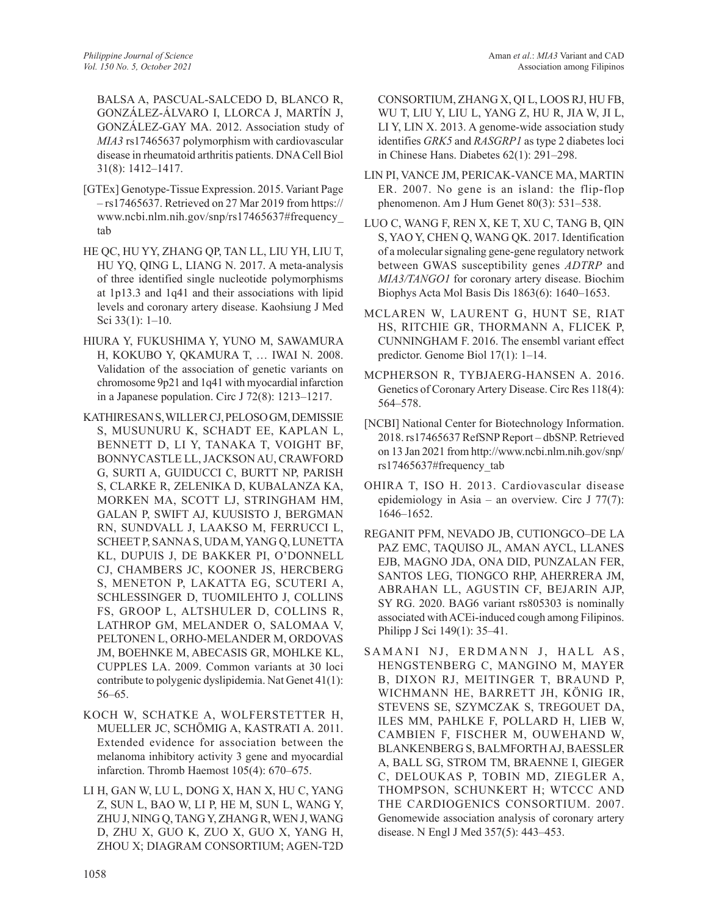BALSA A, PASCUAL-SALCEDO D, BLANCO R, GONZÁLEZ-ÁLVARO I, LLORCA J, MARTÍN J, GONZÁLEZ-GAY MA. 2012. Association study of *MIA3* rs17465637 polymorphism with cardiovascular disease in rheumatoid arthritis patients. DNA Cell Biol 31(8): 1412–1417.

[GTEx] Genotype-Tissue Expression. 2015. Variant Page – rs17465637. Retrieved on 27 Mar 2019 from https://www.ncbi.nlm.nih.gov/snp/rs17465637#frequency_tab

HE QC, HU YY, ZHANG QP, TAN LL, LIU YH, LIU T, HU YQ, QING L, LIANG N. 2017. A meta-analysis of three identified single nucleotide polymorphisms at 1p13.3 and 1q41 and their associations with lipid levels and coronary artery disease. Kaohsiung J Med Sci 33(1): 1–10.

HIURA Y, FUKUSHIMA Y, YUNO M, SAWAMURA H, KOKUBO Y, QKAMURA T, … IWAI N. 2008. Validation of the association of genetic variants on chromosome 9p21 and 1q41 with myocardial infarction in a Japanese population. Circ J 72(8): 1213–1217.

KATHIRESAN S, WILLER CJ, PELOSO GM, DEMISSIE S, MUSUNURU K, SCHADT EE, KAPLAN L, BENNETT D, LI Y, TANAKA T, VOIGHT BF, BONNYCASTLE LL, JACKSON AU, CRAWFORD G, SURTI A, GUIDUCCI C, BURTT NP, PARISH S, CLARKE R, ZELENIKA D, KUBALANZA KA, MORKEN MA, SCOTT LJ, STRINGHAM HM, GALAN P, SWIFT AJ, KUUSISTO J, BERGMAN RN, SUNDVALL J, LAAKSO M, FERRUCCI L, SCHEET P, SANNA S, UDA M, YANG Q, LUNETTA KL, DUPUIS J, DE BAKKER PI, O'DONNELL CJ, CHAMBERS JC, KOONER JS, HERCBERG S, MENETON P, LAKATTA EG, SCUTERI A, SCHLESSINGER D, TUOMILEHTO J, COLLINS FS, GROOP L, ALTSHULER D, COLLINS R, LATHROP GM, MELANDER O, SALOMAA V, PELTONEN L, ORHO-MELANDER M, ORDOVAS JM, BOEHNKE M, ABECASIS GR, MOHLKE KL, CUPPLES LA. 2009. Common variants at 30 loci contribute to polygenic dyslipidemia. Nat Genet 41(1): 56–65.

KOCH W, SCHATKE A, WOLFERSTETTER H, MUELLER JC, SCHÖMIG A, KASTRATI A. 2011. Extended evidence for association between the melanoma inhibitory activity 3 gene and myocardial infarction. Thromb Haemost 105(4): 670–675.

LI H, GAN W, LU L, DONG X, HAN X, HU C, YANG Z, SUN L, BAO W, LI P, HE M, SUN L, WANG Y, ZHU J, NING Q, TANG Y, ZHANG R, WEN J, WANG D, ZHU X, GUO K, ZUO X, GUO X, YANG H, ZHOU X; DIAGRAM CONSORTIUM; AGEN-T2D CONSORTIUM, ZHANG X, QI L, LOOS RJ, HU FB, WU T, LIU Y, LIU L, YANG Z, HU R, JIA W, JI L, LI Y, LIN X. 2013. A genome-wide association study identifies *GRK5* and *RASGRP1* as type 2 diabetes loci in Chinese Hans. Diabetes 62(1): 291–298.

LIN PI, VANCE JM, PERICAK-VANCE MA, MARTIN ER. 2007. No gene is an island: the flip-flop phenomenon. Am J Hum Genet 80(3): 531–538.

LUO C, WANG F, REN X, KE T, XU C, TANG B, QIN S, YAO Y, CHEN Q, WANG QK. 2017. Identification of a molecular signaling gene-gene regulatory network between GWAS susceptibility genes *ADTRP* and *MIA3/TANGO1* for coronary artery disease. Biochim Biophys Acta Mol Basis Dis 1863(6): 1640–1653.

MCLAREN W, LAURENT G, HUNT SE, RIAT HS, RITCHIE GR, THORMANN A, FLICEK P, CUNNINGHAM F. 2016. The ensembl variant effect predictor. Genome Biol 17(1): 1–14.

MCPHERSON R, TYBJAERG-HANSEN A. 2016. Genetics of Coronary Artery Disease. Circ Res 118(4): 564–578.

[NCBI] National Center for Biotechnology Information. 2018. rs17465637 RefSNP Report – dbSNP. Retrieved on 13 Jan 2021 from http://www.ncbi.nlm.nih.gov/snp/rs17465637#frequency_tab

OHIRA T, ISO H. 2013. Cardiovascular disease epidemiology in Asia – an overview. Circ J 77(7): 1646–1652.

REGANIT PFM, NEVADO JB, CUTIONGCO–DE LA PAZ EMC, TAQUISO JL, AMAN AYCL, LLANES EJB, MAGNO JDA, ONA DID, PUNZALAN FER, SANTOS LEG, TIONGCO RHP, AHERRERA JM, ABRAHAN LL, AGUSTIN CF, BEJARIN AJP, SY RG. 2020. BAG6 variant rs805303 is nominally associated with ACEi-induced cough among Filipinos. Philipp J Sci 149(1): 35–41.

SAMANI NJ, ERDMANN J, HALL AS, HENGSTENBERG C, MANGINO M, MAYER B, DIXON RJ, MEITINGER T, BRAUND P, WICHMANN HE, BARRETT JH, KÖNIG IR, STEVENS SE, SZYMCZAK S, TREGOUET DA, ILES MM, PAHLKE F, POLLARD H, LIEB W, CAMBIEN F, FISCHER M, OUWEHAND W, BLANKENBERG S, BALMFORTH AJ, BAESSLER A, BALL SG, STROM TM, BRAENNE I, GIEGER C, DELOUKAS P, TOBIN MD, ZIEGLER A, THOMPSON, SCHUNKERT H; WTCCC AND THE CARDIOGENICS CONSORTIUM. 2007. Genomewide association analysis of coronary artery disease. N Engl J Med 357(5): 443–453.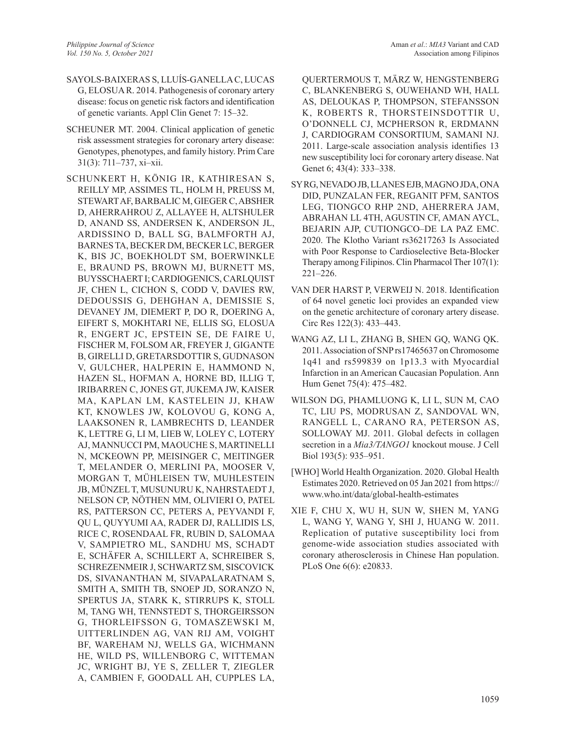SAYOLS-BAIXERAS S, LLUÍS-GANELLA C, LUCAS G, ELOSUA R. 2014. Pathogenesis of coronary artery disease: focus on genetic risk factors and identification of genetic variants. Appl Clin Genet 7: 15–32.

SCHEUNER MT. 2004. Clinical application of genetic risk assessment strategies for coronary artery disease: Genotypes, phenotypes, and family history. Prim Care 31(3): 711–737, xi–xii.

SCHUNKERT H, KÖNIG IR, KATHIRESAN S, REILLY MP, ASSIMES TL, HOLM H, PREUSS M, STEWART AF, BARBALIC M, GIEGER C, ABSHER D, AHERRAHROU Z, ALLAYEE H, ALTSHULER D, ANAND SS, ANDERSEN K, ANDERSON JL, ARDISSINO D, BALL SG, BALMFORTH AJ, BARNES TA, BECKER DM, BECKER LC, BERGER K, BIS JC, BOEKHOLDT SM, BOERWINKLE E, BRAUND PS, BROWN MJ, BURNETT MS, BUYSSCHAERT I; CARDIOGENICS, CARLQUIST JF, CHEN L, CICHON S, CODD V, DAVIES RW, DEDOUSSIS G, DEHGHAN A, DEMISSIE S, DEVANEY JM, DIEMERT P, DO R, DOERING A, EIFERT S, MOKHTARI NE, ELLIS SG, ELOSUA R, ENGERT JC, EPSTEIN SE, DE FAIRE U, FISCHER M, FOLSOM AR, FREYER J, GIGANTE B, GIRELLI D, GRETARSDOTTIR S, GUDNASON V, GULCHER, HALPERIN E, HAMMOND N, HAZEN SL, HOFMAN A, HORNE BD, ILLIG T, IRIBARREN C, JONES GT, JUKEMA JW, KAISER MA, KAPLAN LM, KASTELEIN JJ, KHAW KT, KNOWLES JW, KOLOVOU G, KONG A, LAAKSONEN R, LAMBRECHTS D, LEANDER K, LETTRE G, LI M, LIEB W, LOLEY C, LOTERY AJ, MANNUCCI PM, MAOUCHE S, MARTINELLI N, MCKEOWN PP, MEISINGER C, MEITINGER T, MELANDER O, MERLINI PA, MOOSER V, MORGAN T, MÜHLEISEN TW, MUHLESTEIN JB, MÜNZEL T, MUSUNURU K, NAHRSTAEDT J, NELSON CP, NÖTHEN MM, OLIVIERI O, PATEL RS, PATTERSON CC, PETERS A, PEYVANDI F, QU L, QUYYUMI AA, RADER DJ, RALLIDIS LS, RICE C, ROSENDAAL FR, RUBIN D, SALOMAA V, SAMPIETRO ML, SANDHU MS, SCHADT E, SCHÄFER A, SCHILLERT A, SCHREIBER S, SCHREZENMEIR J, SCHWARTZ SM, SISCOVICK DS, SIVANANTHAN M, SIVAPALARATNAM S, SMITH A, SMITH TB, SNOEP JD, SORANZO N, SPERTUS JA, STARK K, STIRRUPS K, STOLL M, TANG WH, TENNSTEDT S, THORGEIRSSON G, THORLEIFSSON G, TOMASZEWSKI M, UITTERLINDEN AG, VAN RIJ AM, VOIGHT BF, WAREHAM NJ, WELLS GA, WICHMANN HE, WILD PS, WILLENBORG C, WITTEMAN JC, WRIGHT BJ, YE S, ZELLER T, ZIEGLER A, CAMBIEN F, GOODALL AH, CUPPLES LA, QUERTERMOUS T, MÄRZ W, HENGSTENBERG C, BLANKENBERG S, OUWEHAND WH, HALL AS, DELOUKAS P, THOMPSON, STEFANSSON K, ROBERTS R, THORSTEINSDOTTIR U, O'DONNELL CJ, MCPHERSON R, ERDMANN J, CARDIOGRAM CONSORTIUM, SAMANI NJ. 2011. Large-scale association analysis identifies 13 new susceptibility loci for coronary artery disease. Nat Genet 6; 43(4): 333–338.

SY RG, NEVADO JB, LLANES EJB, MAGNO JDA, ONA DID, PUNZALAN FER, REGANIT PFM, SANTOS LEG, TIONGCO RHP 2ND, AHERRERA JAM, ABRAHAN LL 4TH, AGUSTIN CF, AMAN AYCL, BEJARIN AJP, CUTIONGCO–DE LA PAZ EMC. 2020. The Klotho Variant rs36217263 Is Associated with Poor Response to Cardioselective Beta-Blocker Therapy among Filipinos. Clin Pharmacol Ther 107(1): 221–226.

VAN DER HARST P, VERWEIJ N. 2018. Identification of 64 novel genetic loci provides an expanded view on the genetic architecture of coronary artery disease. Circ Res 122(3): 433–443.

WANG AZ, LI L, ZHANG B, SHEN GQ, WANG QK. 2011. Association of SNP rs17465637 on Chromosome 1q41 and rs599839 on 1p13.3 with Myocardial Infarction in an American Caucasian Population. Ann Hum Genet 75(4): 475–482.

WILSON DG, PHAMLUONG K, LI L, SUN M, CAO TC, LIU PS, MODRUSAN Z, SANDOVAL WN, RANGELL L, CARANO RA, PETERSON AS, SOLLOWAY MJ. 2011. Global defects in collagen secretion in a *Mia3/TANGO1* knockout mouse. J Cell Biol 193(5): 935–951.

[WHO] World Health Organization. 2020. Global Health Estimates 2020. Retrieved on 05 Jan 2021 from https://www.who.int/data/global-health-estimates

XIE F, CHU X, WU H, SUN W, SHEN M, YANG L, WANG Y, WANG Y, SHI J, HUANG W. 2011. Replication of putative susceptibility loci from genome-wide association studies associated with coronary atherosclerosis in Chinese Han population. PLoS One 6(6): e20833.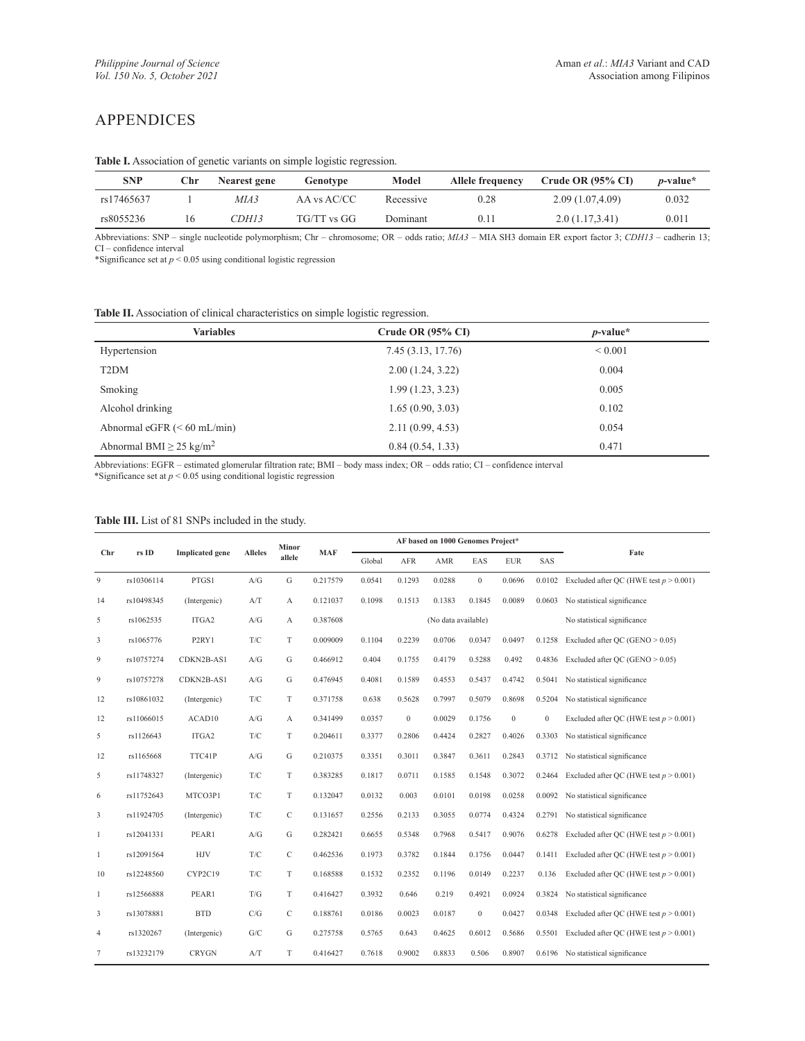# APPENDICES

**Table I.** Association of genetic variants on simple logistic regression.

| SNP | Chr | Nearest gene | Genotype | Model | Allele frequency | Crude OR (95% CI) | *p*-value* |
|---|---|---|---|---|---|---|---|
| rs17465637 | 1 | *MIA3* | AA vs AC/CC | Recessive | 0.28 | 2.09 (1.07,4.09) | 0.032 |
| rs8055236 | 16 | *CDH13* | TG/TT vs GG | Dominant | 0.11 | 2.0 (1.17,3.41) | 0.011 |

Abbreviations: SNP – single nucleotide polymorphism; Chr – chromosome; OR – odds ratio; *MIA3* – MIA SH3 domain ER export factor 3; *CDH13* – cadherin 13; CI – confidence interval
*Significance set at $p < 0.05$ using conditional logistic regression

**Table II.** Association of clinical characteristics on simple logistic regression.

| Variables | Crude OR (95% CI) | *p*-value* |
|---|---|---|
| Hypertension | 7.45 (3.13, 17.76) | < 0.001 |
| T2DM | 2.00 (1.24, 3.22) | 0.004 |
| Smoking | 1.99 (1.23, 3.23) | 0.005 |
| Alcohol drinking | 1.65 (0.90, 3.03) | 0.102 |
| Abnormal eGFR (< 60 mL/min) | 2.11 (0.99, 4.53) | 0.054 |
| Abnormal BMI ≥ 25 kg/m$^2$ | 0.84 (0.54, 1.33) | 0.471 |

Abbreviations: EGFR – estimated glomerular filtration rate; BMI – body mass index; OR – odds ratio; CI – confidence interval
*Significance set at $p < 0.05$ using conditional logistic regression

**Table III.** List of 81 SNPs included in the study.

| Chr | rs ID | Implicated gene | Alleles | Minor allele | MAF | AF based on 1000 Genomes Project* | | | | | | Fate |
|---|---|---|---|---|---|---|---|---|---|---|---|---|
| | | | | | | Global | AFR | AMR | EAS | EUR | SAS | |
| 9 | rs10306114 | PTGS1 | A/G | G | 0.217579 | 0.0541 | 0.1293 | 0.0288 | 0 | 0.0696 | 0.0102 | Excluded after QC (HWE test $p > 0.001$) |
| 14 | rs10498345 | (Intergenic) | A/T | A | 0.121037 | 0.1098 | 0.1513 | 0.1383 | 0.1845 | 0.0089 | 0.0603 | No statistical significance |
| 5 | rs1062535 | ITGA2 | A/G | A | 0.387608 | (No data available) | | | | | | No statistical significance |
| 3 | rs1065776 | P2RY1 | T/C | T | 0.009009 | 0.1104 | 0.2239 | 0.0706 | 0.0347 | 0.0497 | 0.1258 | Excluded after QC (GENO > 0.05) |
| 9 | rs10757274 | CDKN2B-AS1 | A/G | G | 0.466912 | 0.404 | 0.1755 | 0.4179 | 0.5288 | 0.492 | 0.4836 | Excluded after QC (GENO > 0.05) |
| 9 | rs10757278 | CDKN2B-AS1 | A/G | G | 0.476945 | 0.4081 | 0.1589 | 0.4553 | 0.5437 | 0.4742 | 0.5041 | No statistical significance |
| 12 | rs10861032 | (Intergenic) | T/C | T | 0.371758 | 0.638 | 0.5628 | 0.7997 | 0.5079 | 0.8698 | 0.5204 | No statistical significance |
| 12 | rs11066015 | ACAD10 | A/G | A | 0.341499 | 0.0357 | 0 | 0.0029 | 0.1756 | 0 | 0 | Excluded after QC (HWE test $p > 0.001$) |
| 5 | rs1126643 | ITGA2 | T/C | T | 0.204611 | 0.3377 | 0.2806 | 0.4424 | 0.2827 | 0.4026 | 0.3303 | No statistical significance |
| 12 | rs1165668 | TTC41P | A/G | G | 0.210375 | 0.3351 | 0.3011 | 0.3847 | 0.3611 | 0.2843 | 0.3712 | No statistical significance |
| 5 | rs11748327 | (Intergenic) | T/C | T | 0.383285 | 0.1817 | 0.0711 | 0.1585 | 0.1548 | 0.3072 | 0.2464 | Excluded after QC (HWE test $p > 0.001$) |
| 6 | rs11752643 | MTCO3P1 | T/C | T | 0.132047 | 0.0132 | 0.003 | 0.0101 | 0.0198 | 0.0258 | 0.0092 | No statistical significance |
| 3 | rs11924705 | (Intergenic) | T/C | C | 0.131657 | 0.2556 | 0.2133 | 0.3055 | 0.0774 | 0.4324 | 0.2791 | No statistical significance |
| 1 | rs12041331 | PEAR1 | A/G | G | 0.282421 | 0.6655 | 0.5348 | 0.7968 | 0.5417 | 0.9076 | 0.6278 | Excluded after QC (HWE test $p > 0.001$) |
| 1 | rs12091564 | HJV | T/C | C | 0.462536 | 0.1973 | 0.3782 | 0.1844 | 0.1756 | 0.0447 | 0.1411 | Excluded after QC (HWE test $p > 0.001$) |
| 10 | rs12248560 | CYP2C19 | T/C | T | 0.168588 | 0.1532 | 0.2352 | 0.1196 | 0.0149 | 0.2237 | 0.136 | Excluded after QC (HWE test $p > 0.001$) |
| 1 | rs12566888 | PEAR1 | T/G | T | 0.416427 | 0.3932 | 0.646 | 0.219 | 0.4921 | 0.0924 | 0.3824 | No statistical significance |
| 3 | rs13078881 | BTD | C/G | C | 0.188761 | 0.0186 | 0.0023 | 0.0187 | 0 | 0.0427 | 0.0348 | Excluded after QC (HWE test $p > 0.001$) |
| 4 | rs1320267 | (Intergenic) | G/C | G | 0.275758 | 0.5765 | 0.643 | 0.4625 | 0.6012 | 0.5686 | 0.5501 | Excluded after QC (HWE test $p > 0.001$) |
| 7 | rs13232179 | CRYGN | A/T | T | 0.416427 | 0.7618 | 0.9002 | 0.8833 | 0.506 | 0.8907 | 0.6196 | No statistical significance |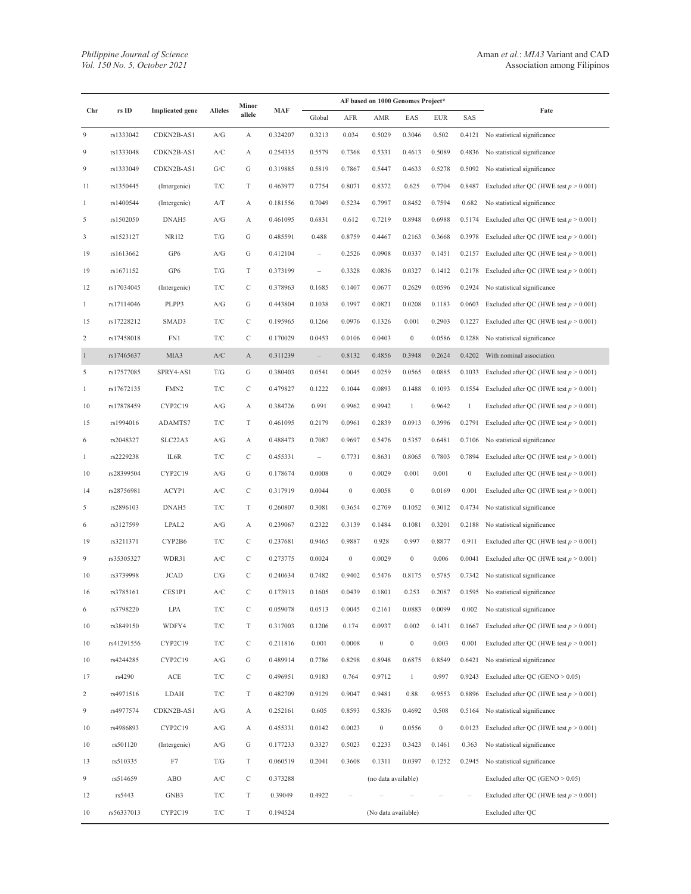| Chr | rs ID | Implicated gene | Alleles | Minor allele | MAF | AF based on 1000 Genomes Project* | | | | | | Fate |
|---|---|---|---|---|---|---|---|---|---|---|---|---|
| | | | | | | Global | AFR | AMR | EAS | EUR | SAS | |
| 9 | rs1333042 | CDKN2B-AS1 | A/G | A | 0.324207 | 0.3213 | 0.034 | 0.5029 | 0.3046 | 0.502 | 0.4121 | No statistical significance |
| 9 | rs1333048 | CDKN2B-AS1 | A/C | A | 0.254335 | 0.5579 | 0.7368 | 0.5331 | 0.4613 | 0.5089 | 0.4836 | No statistical significance |
| 9 | rs1333049 | CDKN2B-AS1 | G/C | G | 0.319885 | 0.5819 | 0.7867 | 0.5447 | 0.4633 | 0.5278 | 0.5092 | No statistical significance |
| 11 | rs1350445 | (Intergenic) | T/C | T | 0.463977 | 0.7754 | 0.8071 | 0.8372 | 0.625 | 0.7704 | 0.8487 | Excluded after QC (HWE test $p > 0.001$) |
| 1 | rs1400544 | (Intergenic) | A/T | A | 0.181556 | 0.7049 | 0.5234 | 0.7997 | 0.8452 | 0.7594 | 0.682 | No statistical significance |
| 5 | rs1502050 | DNAH5 | A/G | A | 0.461095 | 0.6831 | 0.612 | 0.7219 | 0.8948 | 0.6988 | 0.5174 | Excluded after QC (HWE test $p > 0.001$) |
| 3 | rs1523127 | NR1I2 | T/G | G | 0.485591 | 0.488 | 0.8759 | 0.4467 | 0.2163 | 0.3668 | 0.3978 | Excluded after QC (HWE test $p > 0.001$) |
| 19 | rs1613662 | GP6 | A/G | G | 0.412104 | – | 0.2526 | 0.0908 | 0.0337 | 0.1451 | 0.2157 | Excluded after QC (HWE test $p > 0.001$) |
| 19 | rs1671152 | GP6 | T/G | T | 0.373199 | – | 0.3328 | 0.0836 | 0.0327 | 0.1412 | 0.2178 | Excluded after QC (HWE test $p > 0.001$) |
| 12 | rs17034045 | (Intergenic) | T/C | C | 0.378963 | 0.1685 | 0.1407 | 0.0677 | 0.2629 | 0.0596 | 0.2924 | No statistical significance |
| 1 | rs17114046 | PLPP3 | A/G | G | 0.443804 | 0.1038 | 0.1997 | 0.0821 | 0.0208 | 0.1183 | 0.0603 | Excluded after QC (HWE test $p > 0.001$) |
| 15 | rs17228212 | SMAD3 | T/C | C | 0.195965 | 0.1266 | 0.0976 | 0.1326 | 0.001 | 0.2903 | 0.1227 | Excluded after QC (HWE test $p > 0.001$) |
| 2 | rs17458018 | FN1 | T/C | C | 0.170029 | 0.0453 | 0.0106 | 0.0403 | 0 | 0.0586 | 0.1288 | No statistical significance |
| 1 | rs17465637 | MIA3 | A/C | A | 0.311239 | – | 0.8132 | 0.4856 | 0.3948 | 0.2624 | 0.4202 | With nominal association |
| 5 | rs17577085 | SPRY4-AS1 | T/G | G | 0.380403 | 0.0541 | 0.0045 | 0.0259 | 0.0565 | 0.0885 | 0.1033 | Excluded after QC (HWE test $p > 0.001$) |
| 1 | rs17672135 | FMN2 | T/C | C | 0.479827 | 0.1222 | 0.1044 | 0.0893 | 0.1488 | 0.1093 | 0.1554 | Excluded after QC (HWE test $p > 0.001$) |
| 10 | rs17878459 | CYP2C19 | A/G | A | 0.384726 | 0.991 | 0.9962 | 0.9942 | 1 | 0.9642 | 1 | Excluded after QC (HWE test $p > 0.001$) |
| 15 | rs1994016 | ADAMTS7 | T/C | T | 0.461095 | 0.2179 | 0.0961 | 0.2839 | 0.0913 | 0.3996 | 0.2791 | Excluded after QC (HWE test $p > 0.001$) |
| 6 | rs2048327 | SLC22A3 | A/G | A | 0.488473 | 0.7087 | 0.9697 | 0.5476 | 0.5357 | 0.6481 | 0.7106 | No statistical significance |
| 1 | rs2229238 | IL6R | T/C | C | 0.455331 | – | 0.7731 | 0.8631 | 0.8065 | 0.7803 | 0.7894 | Excluded after QC (HWE test $p > 0.001$) |
| 10 | rs28399504 | CYP2C19 | A/G | G | 0.178674 | 0.0008 | 0 | 0.0029 | 0.001 | 0.001 | 0 | Excluded after QC (HWE test $p > 0.001$) |
| 14 | rs28756981 | ACYP1 | A/C | C | 0.317919 | 0.0044 | 0 | 0.0058 | 0 | 0.0169 | 0.001 | Excluded after QC (HWE test $p > 0.001$) |
| 5 | rs2896103 | DNAH5 | T/C | T | 0.260807 | 0.3081 | 0.3654 | 0.2709 | 0.1052 | 0.3012 | 0.4734 | No statistical significance |
| 6 | rs3127599 | LPAL2 | A/G | A | 0.239067 | 0.2322 | 0.3139 | 0.1484 | 0.1081 | 0.3201 | 0.2188 | No statistical significance |
| 19 | rs3211371 | CYP2B6 | T/C | C | 0.237681 | 0.9465 | 0.9887 | 0.928 | 0.997 | 0.8877 | 0.911 | Excluded after QC (HWE test $p > 0.001$) |
| 9 | rs35305327 | WDR31 | A/C | C | 0.273775 | 0.0024 | 0 | 0.0029 | 0 | 0.006 | 0.0041 | Excluded after QC (HWE test $p > 0.001$) |
| 10 | rs3739998 | JCAD | C/G | C | 0.240634 | 0.7482 | 0.9402 | 0.5476 | 0.8175 | 0.5785 | 0.7342 | No statistical significance |
| 16 | rs3785161 | CES1P1 | A/C | C | 0.173913 | 0.1605 | 0.0439 | 0.1801 | 0.253 | 0.2087 | 0.1595 | No statistical significance |
| 6 | rs3798220 | LPA | T/C | C | 0.059078 | 0.0513 | 0.0045 | 0.2161 | 0.0883 | 0.0099 | 0.002 | No statistical significance |
| 10 | rs3849150 | WDFY4 | T/C | T | 0.317003 | 0.1206 | 0.174 | 0.0937 | 0.002 | 0.1431 | 0.1667 | Excluded after QC (HWE test $p > 0.001$) |
| 10 | rs41291556 | CYP2C19 | T/C | C | 0.211816 | 0.001 | 0.0008 | 0 | 0 | 0.003 | 0.001 | Excluded after QC (HWE test $p > 0.001$) |
| 10 | rs4244285 | CYP2C19 | A/G | G | 0.489914 | 0.7786 | 0.8298 | 0.8948 | 0.6875 | 0.8549 | 0.6421 | No statistical significance |
| 17 | rs4290 | ACE | T/C | C | 0.496951 | 0.9183 | 0.764 | 0.9712 | 1 | 0.997 | 0.9243 | Excluded after QC (GENO > 0.05) |
| 2 | rs4971516 | LDAH | T/C | T | 0.482709 | 0.9129 | 0.9047 | 0.9481 | 0.88 | 0.9553 | 0.8896 | Excluded after QC (HWE test $p > 0.001$) |
| 9 | rs4977574 | CDKN2B-AS1 | A/G | A | 0.252161 | 0.605 | 0.8593 | 0.5836 | 0.4692 | 0.508 | 0.5164 | No statistical significance |
| 10 | rs4986893 | CYP2C19 | A/G | A | 0.455331 | 0.0142 | 0.0023 | 0 | 0.0556 | 0 | 0.0123 | Excluded after QC (HWE test $p > 0.001$) |
| 10 | rs501120 | (Intergenic) | A/G | G | 0.177233 | 0.3327 | 0.5023 | 0.2233 | 0.3423 | 0.1461 | 0.363 | No statistical significance |
| 13 | rs510335 | F7 | T/G | T | 0.060519 | 0.2041 | 0.3608 | 0.1311 | 0.0397 | 0.1252 | 0.2945 | No statistical significance |
| 9 | rs514659 | ABO | A/C | C | 0.373288 | | | (no data available) | | | | Excluded after QC (GENO > 0.05) |
| 12 | rs5443 | GNB3 | T/C | T | 0.39049 | 0.4922 | – | – | – | – | – | Excluded after QC (HWE test $p > 0.001$) |
| 10 | rs56337013 | CYP2C19 | T/C | T | 0.194524 | | | (No data available) | | | | Excluded after QC |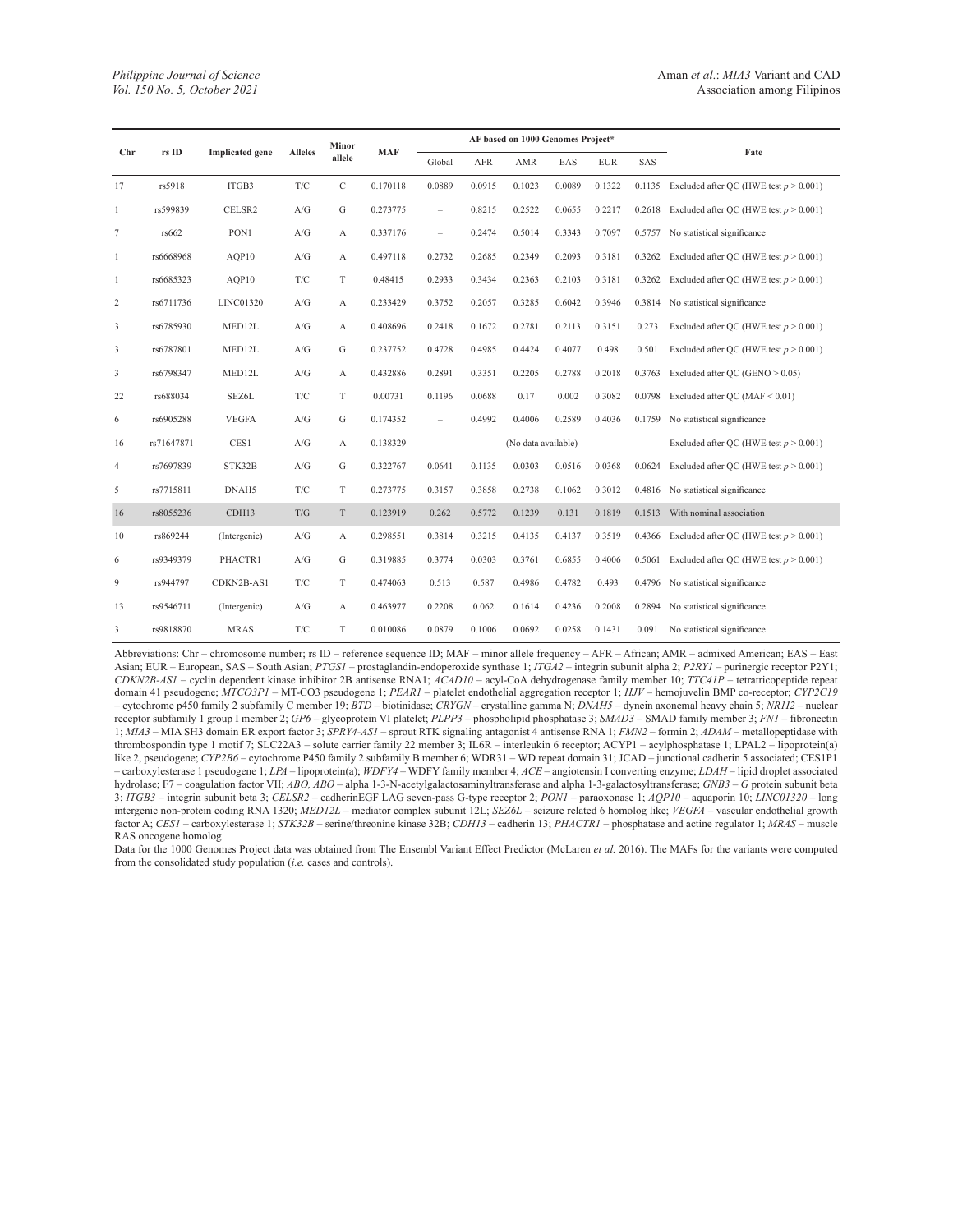| Chr | rs ID | Implicated gene | Alleles | Minor allele | MAF | AF based on 1000 Genomes Project* | | | | | | Fate |
|---|---|---|---|---|---|---|---|---|---|---|---|---|
| | | | | | | Global | AFR | AMR | EAS | EUR | SAS | |
| 17 | rs5918 | ITGB3 | T/C | C | 0.170118 | 0.0889 | 0.0915 | 0.1023 | 0.0089 | 0.1322 | 0.1135 | Excluded after QC (HWE test $p > 0.001$) |
| 1 | rs599839 | CELSR2 | A/G | G | 0.273775 | – | 0.8215 | 0.2522 | 0.0655 | 0.2217 | 0.2618 | Excluded after QC (HWE test $p > 0.001$) |
| 7 | rs662 | PON1 | A/G | A | 0.337176 | – | 0.2474 | 0.5014 | 0.3343 | 0.7097 | 0.5757 | No statistical significance |
| 1 | rs6668968 | AQP10 | A/G | A | 0.497118 | 0.2732 | 0.2685 | 0.2349 | 0.2093 | 0.3181 | 0.3262 | Excluded after QC (HWE test $p > 0.001$) |
| 1 | rs6685323 | AQP10 | T/C | T | 0.48415 | 0.2933 | 0.3434 | 0.2363 | 0.2103 | 0.3181 | 0.3262 | Excluded after QC (HWE test $p > 0.001$) |
| 2 | rs6711736 | LINC01320 | A/G | A | 0.233429 | 0.3752 | 0.2057 | 0.3285 | 0.6042 | 0.3946 | 0.3814 | No statistical significance |
| 3 | rs6785930 | MED12L | A/G | A | 0.408696 | 0.2418 | 0.1672 | 0.2781 | 0.2113 | 0.3151 | 0.273 | Excluded after QC (HWE test $p > 0.001$) |
| 3 | rs6787801 | MED12L | A/G | G | 0.237752 | 0.4728 | 0.4985 | 0.4424 | 0.4077 | 0.498 | 0.501 | Excluded after QC (HWE test $p > 0.001$) |
| 3 | rs6798347 | MED12L | A/G | A | 0.432886 | 0.2891 | 0.3351 | 0.2205 | 0.2788 | 0.2018 | 0.3763 | Excluded after QC (GENO > 0.05) |
| 22 | rs688034 | SEZ6L | T/C | T | 0.00731 | 0.1196 | 0.0688 | 0.17 | 0.002 | 0.3082 | 0.0798 | Excluded after QC (MAF < 0.01) |
| 6 | rs6905288 | VEGFA | A/G | G | 0.174352 | – | 0.4992 | 0.4006 | 0.2589 | 0.4036 | 0.1759 | No statistical significance |
| 16 | rs71647871 | CES1 | A/G | A | 0.138329 | (No data available) | | | | | | Excluded after QC (HWE test $p > 0.001$) |
| 4 | rs7697839 | STK32B | A/G | G | 0.322767 | 0.0641 | 0.1135 | 0.0303 | 0.0516 | 0.0368 | 0.0624 | Excluded after QC (HWE test $p > 0.001$) |
| 5 | rs7715811 | DNAH5 | T/C | T | 0.273775 | 0.3157 | 0.3858 | 0.2738 | 0.1062 | 0.3012 | 0.4816 | No statistical significance |
| 16 | rs8055236 | CDH13 | T/G | T | 0.123919 | 0.262 | 0.5772 | 0.1239 | 0.131 | 0.1819 | 0.1513 | With nominal association |
| 10 | rs869244 | (Intergenic) | A/G | A | 0.298551 | 0.3814 | 0.3215 | 0.4135 | 0.4137 | 0.3519 | 0.4366 | Excluded after QC (HWE test $p > 0.001$) |
| 6 | rs9349379 | PHACTR1 | A/G | G | 0.319885 | 0.3774 | 0.0303 | 0.3761 | 0.6855 | 0.4006 | 0.5061 | Excluded after QC (HWE test $p > 0.001$) |
| 9 | rs944797 | CDKN2B-AS1 | T/C | T | 0.474063 | 0.513 | 0.587 | 0.4986 | 0.4782 | 0.493 | 0.4796 | No statistical significance |
| 13 | rs9546711 | (Intergenic) | A/G | A | 0.463977 | 0.2208 | 0.062 | 0.1614 | 0.4236 | 0.2008 | 0.2894 | No statistical significance |
| 3 | rs9818870 | MRAS | T/C | T | 0.010086 | 0.0879 | 0.1006 | 0.0692 | 0.0258 | 0.1431 | 0.091 | No statistical significance |

Abbreviations: Chr – chromosome number; rs ID – reference sequence ID; MAF – minor allele frequency – AFR – African; AMR – admixed American; EAS – East Asian; EUR – European, SAS – South Asian; *PTGS1* – prostaglandin-endoperoxide synthase 1; *ITGA2* – integrin subunit alpha 2; *P2RY1* – purinergic receptor P2Y1; *CDKN2B-AS1* – cyclin dependent kinase inhibitor 2B antisense RNA1; *ACAD10* – acyl-CoA dehydrogenase family member 10; *TTC41P* – tetratricopeptide repeat domain 41 pseudogene; *MTCO3P1* – MT-CO3 pseudogene 1; *PEAR1* – platelet endothelial aggregation receptor 1; *HJV* – hemojuvelin BMP co-receptor; *CYP2C19* – cytochrome p450 family 2 subfamily C member 19; *BTD* – biotinidase; *CRYGN* – crystalline gamma N; *DNAH5* – dynein axonemal heavy chain 5; *NR1I2* – nuclear receptor subfamily 1 group I member 2; *GP6* – glycoprotein VI platelet; *PLPP3* – phospholipid phosphatase 3; *SMAD3* – SMAD family member 3; *FN1* – fibronectin 1; *MIA3* – MIA SH3 domain ER export factor 3; *SPRY4-AS1* – sprout RTK signaling antagonist 4 antisense RNA 1; *FMN2* – formin 2; *ADAM* – metallopeptidase with thrombospondin type 1 motif 7; SLC22A3 – solute carrier family 22 member 3; IL6R – interleukin 6 receptor; ACYP1 – acylphosphatase 1; LPAL2 – lipoprotein(a) like 2, pseudogene; *CYP2B6* – cytochrome P450 family 2 subfamily B member 6; WDR31 – WD repeat domain 31; JCAD – junctional cadherin 5 associated; CES1P1 – carboxylesterase 1 pseudogene 1; *LPA* – lipoprotein(a); *WDFY4* – WDFY family member 4; *ACE* – angiotensin I converting enzyme; *LDAH* – lipid droplet associated hydrolase; F7 – coagulation factor VII; *ABO, ABO* – alpha 1-3-N-acetylgalactosaminyltransferase and alpha 1-3-galactosyltransferase; *GNB3* – *G* protein subunit beta 3; *ITGB3* – integrin subunit beta 3; *CELSR2* – cadherinEGF LAG seven-pass G-type receptor 2; *PON1* – paraoxonase 1; *AQP10* – aquaporin 10; *LINC01320* – long intergenic non-protein coding RNA 1320; *MED12L* – mediator complex subunit 12L; *SEZ6L* – seizure related 6 homolog like; *VEGFA* – vascular endothelial growth factor A; *CES1* – carboxylesterase 1; *STK32B* – serine/threonine kinase 32B; *CDH13* – cadherin 13; *PHACTR1* – phosphatase and actine regulator 1; *MRAS* – muscle RAS oncogene homolog.

Data for the 1000 Genomes Project data was obtained from The Ensembl Variant Effect Predictor (McLaren *et al.* 2016). The MAFs for the variants were computed from the consolidated study population (*i.e.* cases and controls).